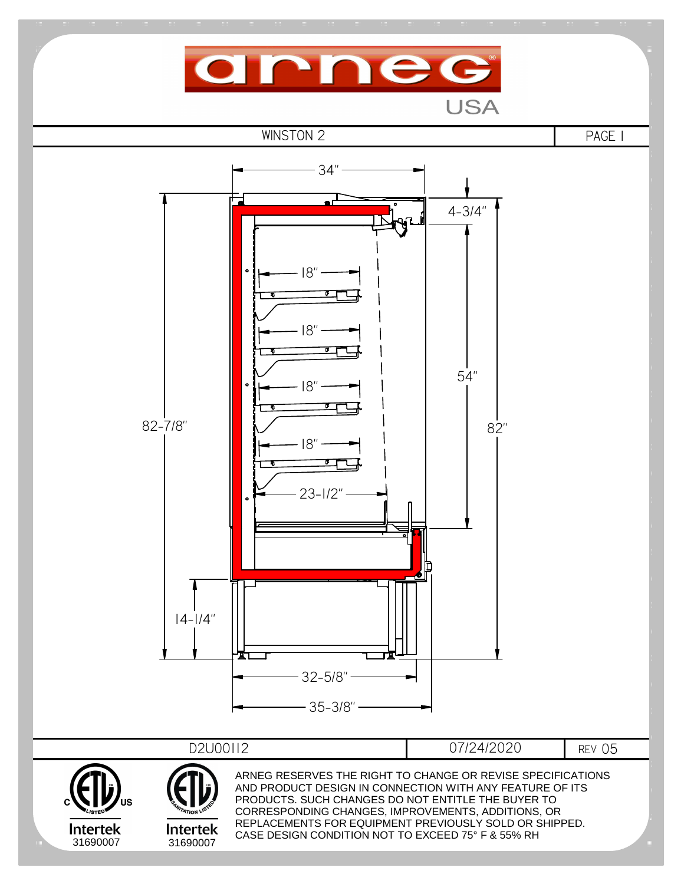# arneg USA

| WINSTON 2 | PAGE 1 |
| --- | --- |

34"

4-3/4"

18"

18"

18"

18"

54"

82-7/8"

82"

23-1/2"

14-1/4"

32-5/8"

35-3/8"

| D2U00112 | 07/24/2020 | REV 05 |
| --- | --- | --- |

Intertek 31690007

Intertek 31690007

ARNEG RESERVES THE RIGHT TO CHANGE OR REVISE SPECIFICATIONS AND PRODUCT DESIGN IN CONNECTION WITH ANY FEATURE OF ITS PRODUCTS. SUCH CHANGES DO NOT ENTITLE THE BUYER TO CORRESPONDING CHANGES, IMPROVEMENTS, ADDITIONS, OR REPLACEMENTS FOR EQUIPMENT PREVIOUSLY SOLD OR SHIPPED. CASE DESIGN CONDITION NOT TO EXCEED 75° F & 55% RH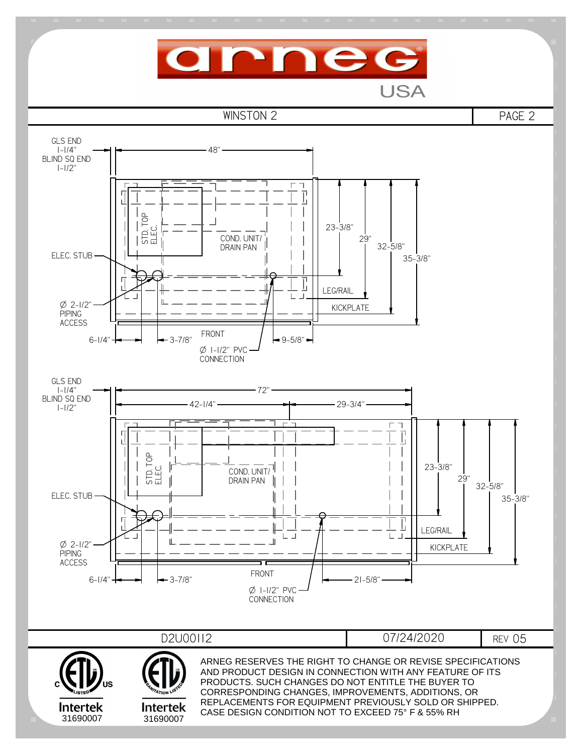# arneg USA

## WINSTON 2

PAGE 2

GLS END 1-1/4"
BLIND SQ END 1-1/2"

48"

STD. TOP ELEC.

COND. UNIT/ DRAIN PAN

ELEC. STUB

Ø 2-1/2" PIPING ACCESS

23-3/8"
29"
32-5/8"
35-3/8"

LEG/RAIL
KICKPLATE

FRONT

6-1/4"
3-7/8"
9-5/8"

Ø 1-1/2" PVC CONNECTION

GLS END 1-1/4"
BLIND SQ END 1-1/2"

72"
42-1/4"
29-3/4"

STD. TOP ELEC.

COND. UNIT/ DRAIN PAN

ELEC. STUB

Ø 2-1/2" PIPING ACCESS

23-3/8"
29"
32-5/8"
35-3/8"

LEG/RAIL
KICKPLATE

FRONT

6-1/4"
3-7/8"
21-5/8"

Ø 1-1/2" PVC CONNECTION

| D2U00112 | 07/24/2020 | REV 05 |
|---|---|---|

Intertek 31690007

Intertek 31690007

ARNEG RESERVES THE RIGHT TO CHANGE OR REVISE SPECIFICATIONS AND PRODUCT DESIGN IN CONNECTION WITH ANY FEATURE OF ITS PRODUCTS. SUCH CHANGES DO NOT ENTITLE THE BUYER TO CORRESPONDING CHANGES, IMPROVEMENTS, ADDITIONS, OR REPLACEMENTS FOR EQUIPMENT PREVIOUSLY SOLD OR SHIPPED. CASE DESIGN CONDITION NOT TO EXCEED 75° F & 55% RH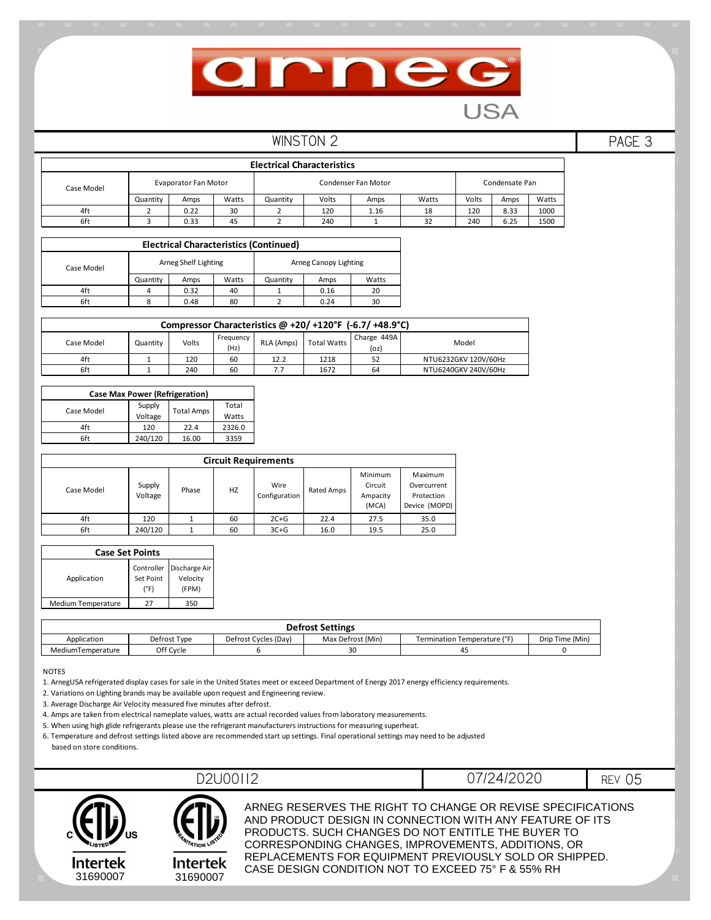# arneg USA

## WINSTON 2

PAGE 3

### Electrical Characteristics

| Case Model | Evaporator Fan Motor | | | Condenser Fan Motor | | | | Condensate Pan | | |
|---|---|---|---|---|---|---|---|---|---|---|
| | Quantity | Amps | Watts | Quantity | Volts | Amps | Watts | Volts | Amps | Watts |
| 4ft | 2 | 0.22 | 30 | 2 | 120 | 1.16 | 18 | 120 | 8.33 | 1000 |
| 6ft | 3 | 0.33 | 45 | 2 | 240 | 1 | 32 | 240 | 6.25 | 1500 |

### Electrical Characteristics (Continued)

| Case Model | Arneg Shelf Lighting | | | Arneg Canopy Lighting | | |
|---|---|---|---|---|---|---|
| | Quantity | Amps | Watts | Quantity | Amps | Watts |
| 4ft | 4 | 0.32 | 40 | 1 | 0.16 | 20 |
| 6ft | 8 | 0.48 | 80 | 2 | 0.24 | 30 |

### Compressor Characteristics @ +20/ +120°F (-6.7/ +48.9°C)

| Case Model | Quantity | Volts | Frequency (Hz) | RLA (Amps) | Total Watts | Charge 449A (oz) | Model |
|---|---|---|---|---|---|---|---|
| 4ft | 1 | 120 | 60 | 12.2 | 1218 | 52 | NTU6232GKV 120V/60Hz |
| 6ft | 1 | 240 | 60 | 7.7 | 1672 | 64 | NTU6240GKV 240V/60Hz |

### Case Max Power (Refrigeration)

| Case Model | Supply Voltage | Total Amps | Total Watts |
|---|---|---|---|
| 4ft | 120 | 22.4 | 2326.0 |
| 6ft | 240/120 | 16.00 | 3359 |

### Circuit Requirements

| Case Model | Supply Voltage | Phase | HZ | Wire Configuration | Rated Amps | Minimum Circuit Ampacity (MCA) | Maximum Overcurrent Protection Device (MOPD) |
|---|---|---|---|---|---|---|---|
| 4ft | 120 | 1 | 60 | 2C+G | 22.4 | 27.5 | 35.0 |
| 6ft | 240/120 | 1 | 60 | 3C+G | 16.0 | 19.5 | 25.0 |

### Case Set Points

| Application | Controller Set Point (°F) | Discharge Air Velocity (FPM) |
|---|---|---|
| Medium Temperature | 27 | 350 |

### Defrost Settings

| Application | Defrost Type | Defrost Cycles (Day) | Max Defrost (Min) | Termination Temperature (°F) | Drip Time (Min) |
|---|---|---|---|---|---|
| MediumTemperature | Off Cycle | 6 | 30 | 45 | 0 |

NOTES

1. ArnegUSA refrigerated display cases for sale in the United States meet or exceed Department of Energy 2017 energy efficiency requirements.
2. Variations on Lighting brands may be available upon request and Engineering review.
3. Average Discharge Air Velocity measured five minutes after defrost.
4. Amps are taken from electrical nameplate values, watts are actual recorded values from laboratory measurements.
5. When using high glide refrigerants please use the refrigerant manufacturers instructions for measuring superheat.
6. Temperature and defrost settings listed above are recommended start up settings. Final operational settings may need to be adjusted based on store conditions.

D2U00I12 | 07/24/2020 | REV 05

Intertek 31690007

Intertek 31690007

ARNEG RESERVES THE RIGHT TO CHANGE OR REVISE SPECIFICATIONS AND PRODUCT DESIGN IN CONNECTION WITH ANY FEATURE OF ITS PRODUCTS. SUCH CHANGES DO NOT ENTITLE THE BUYER TO CORRESPONDING CHANGES, IMPROVEMENTS, ADDITIONS, OR REPLACEMENTS FOR EQUIPMENT PREVIOUSLY SOLD OR SHIPPED. CASE DESIGN CONDITION NOT TO EXCEED 75° F & 55% RH